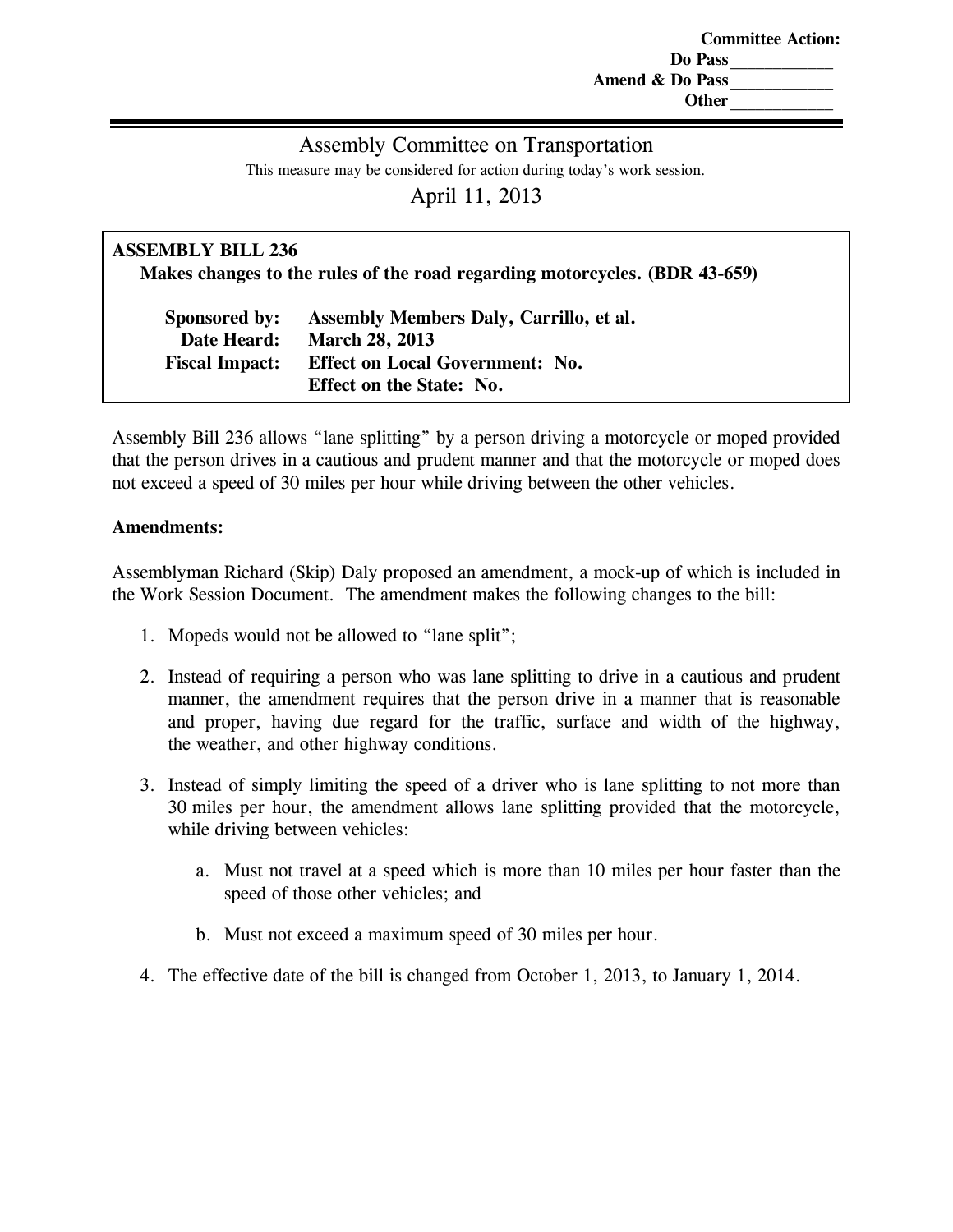**Committee Action:**
**Do Pass** ___________
**Amend & Do Pass** ___________
**Other** ___________

---

Assembly Committee on Transportation

This measure may be considered for action during today's work session.

April 11, 2013

**ASSEMBLY BILL 236**
**Makes changes to the rules of the road regarding motorcycles. (BDR 43-659)**

**Sponsored by:** **Assembly Members Daly, Carrillo, et al.**
**Date Heard:** **March 28, 2013**
**Fiscal Impact:** **Effect on Local Government: No.**
**Effect on the State: No.**

Assembly Bill 236 allows "lane splitting" by a person driving a motorcycle or moped provided that the person drives in a cautious and prudent manner and that the motorcycle or moped does not exceed a speed of 30 miles per hour while driving between the other vehicles.

**Amendments:**

Assemblyman Richard (Skip) Daly proposed an amendment, a mock-up of which is included in the Work Session Document. The amendment makes the following changes to the bill:

1. Mopeds would not be allowed to "lane split";
2. Instead of requiring a person who was lane splitting to drive in a cautious and prudent manner, the amendment requires that the person drive in a manner that is reasonable and proper, having due regard for the traffic, surface and width of the highway, the weather, and other highway conditions.
3. Instead of simply limiting the speed of a driver who is lane splitting to not more than 30 miles per hour, the amendment allows lane splitting provided that the motorcycle, while driving between vehicles:
   a. Must not travel at a speed which is more than 10 miles per hour faster than the speed of those other vehicles; and
   b. Must not exceed a maximum speed of 30 miles per hour.
4. The effective date of the bill is changed from October 1, 2013, to January 1, 2014.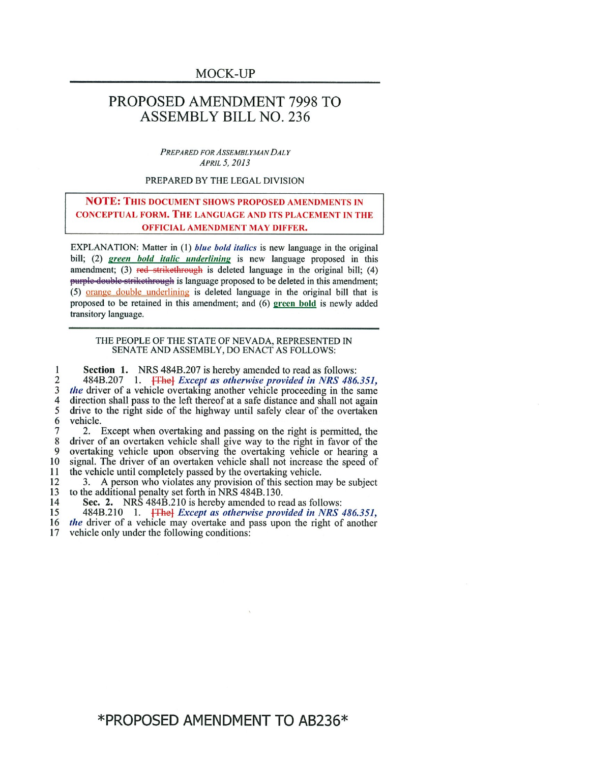MOCK-UP

# PROPOSED AMENDMENT 7998 TO ASSEMBLY BILL NO. 236

*PREPARED FOR ASSEMBLYMAN DALY*
*APRIL 5, 2013*

PREPARED BY THE LEGAL DIVISION

**NOTE: THIS DOCUMENT SHOWS PROPOSED AMENDMENTS IN CONCEPTUAL FORM. THE LANGUAGE AND ITS PLACEMENT IN THE OFFICIAL AMENDMENT MAY DIFFER.**

EXPLANATION: Matter in (1) ***blue bold italics*** is new language in the original bill; (2) ***green bold italic underlining*** is new language proposed in this amendment; (3) ~~red strikethrough~~ is deleted language in the original bill; (4) ~~purple double strikethrough~~ is language proposed to be deleted in this amendment; (5) orange double underlining is deleted language in the original bill that is proposed to be retained in this amendment; and (6) **green bold** is newly added transitory language.

THE PEOPLE OF THE STATE OF NEVADA, REPRESENTED IN SENATE AND ASSEMBLY, DO ENACT AS FOLLOWS:

**Section 1.** NRS 484B.207 is hereby amended to read as follows:

484B.207 1. ~~[The]~~ ***Except as otherwise provided in NRS 486.351, the*** driver of a vehicle overtaking another vehicle proceeding in the same direction shall pass to the left thereof at a safe distance and shall not again drive to the right side of the highway until safely clear of the overtaken vehicle.

2. Except when overtaking and passing on the right is permitted, the driver of an overtaken vehicle shall give way to the right in favor of the overtaking vehicle upon observing the overtaking vehicle or hearing a signal. The driver of an overtaken vehicle shall not increase the speed of the vehicle until completely passed by the overtaking vehicle.

3. A person who violates any provision of this section may be subject to the additional penalty set forth in NRS 484B.130.

**Sec. 2.** NRS 484B.210 is hereby amended to read as follows:

484B.210 1. ~~[The]~~ ***Except as otherwise provided in NRS 486.351, the*** driver of a vehicle may overtake and pass upon the right of another vehicle only under the following conditions: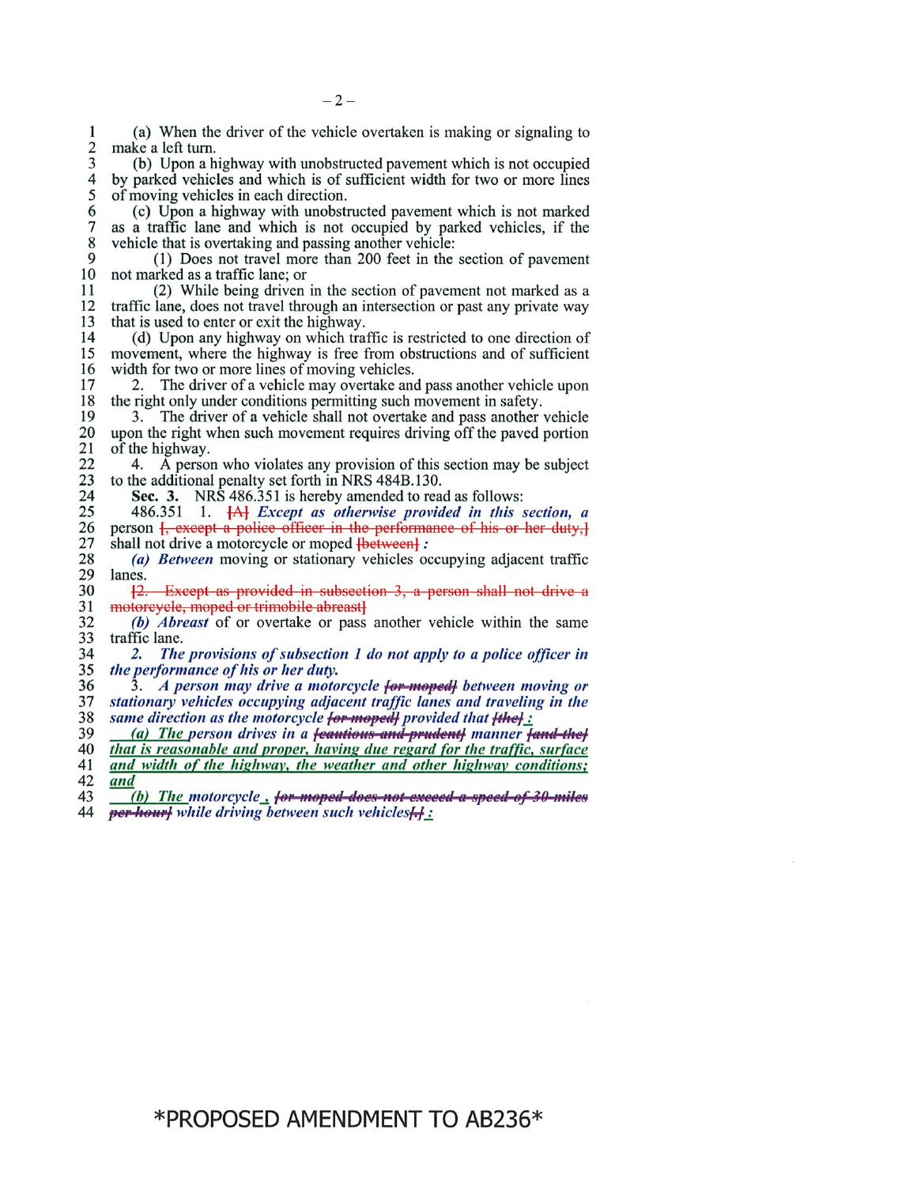(a) When the driver of the vehicle overtaken is making or signaling to make a left turn.

(b) Upon a highway with unobstructed pavement which is not occupied by parked vehicles and which is of sufficient width for two or more lines of moving vehicles in each direction.

(c) Upon a highway with unobstructed pavement which is not marked as a traffic lane and which is not occupied by parked vehicles, if the vehicle that is overtaking and passing another vehicle:

(1) Does not travel more than 200 feet in the section of pavement not marked as a traffic lane; or

(2) While being driven in the section of pavement not marked as a traffic lane, does not travel through an intersection or past any private way that is used to enter or exit the highway.

(d) Upon any highway on which traffic is restricted to one direction of movement, where the highway is free from obstructions and of sufficient width for two or more lines of moving vehicles.

2. The driver of a vehicle may overtake and pass another vehicle upon the right only under conditions permitting such movement in safety.

3. The driver of a vehicle shall not overtake and pass another vehicle upon the right when such movement requires driving off the paved portion of the highway.

4. A person who violates any provision of this section may be subject to the additional penalty set forth in NRS 484B.130.

**Sec. 3.** NRS 486.351 is hereby amended to read as follows:

486.351 1. ~~[A]~~ ***Except as otherwise provided in this section, a*** person ~~[, except a police officer in the performance of his or her duty,]~~ shall not drive a motorcycle or moped ~~[between]~~ ***:***

***(a) Between*** moving or stationary vehicles occupying adjacent traffic lanes.

~~[2. Except as provided in subsection 3, a person shall not drive a motorcycle, moped or trimobile abreast]~~

***(b) Abreast*** of or overtake or pass another vehicle within the same traffic lane.

***2. The provisions of subsection 1 do not apply to a police officer in the performance of his or her duty.***

3. ***A person may drive a motorcycle*** ~~***[or moped]***~~ ***between moving or stationary vehicles occupying adjacent traffic lanes and traveling in the same direction as the motorcycle*** ~~***[or moped]***~~ ***provided that*** ~~***[the]***~~ <u>***:***</u>

<u>***(a) The***</u> ***person drives in a*** ~~***[cautious and prudent]***~~ ***manner*** ~~***[and the]***~~ <u>***that is reasonable and proper, having due regard for the traffic, surface and width of the highway, the weather and other highway conditions; and***</u>

<u>***(b) The***</u> ***motorcycle*** <u>***,***</u> ~~***[or moped does not exceed a speed of 30 miles per hour]***~~ ***while driving between such vehicles*** ~~***[.]***~~ <u>***:***</u>

*PROPOSED AMENDMENT TO AB236*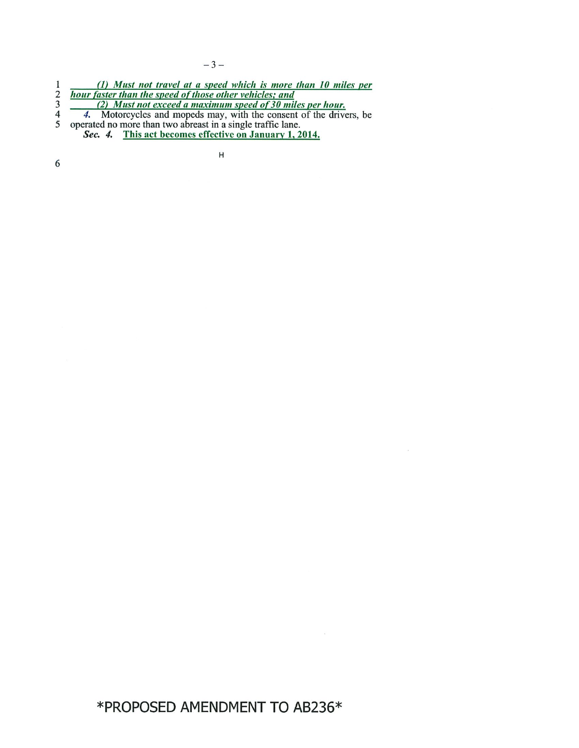1 *(1) Must not travel at a speed which is more than 10 miles per*
2 *hour faster than the speed of those other vehicles; and*
3 *(2) Must not exceed a maximum speed of 30 miles per hour.*
4 *4.* Motorcycles and mopeds may, with the consent of the drivers, be
5 operated no more than two abreast in a single traffic lane.

***Sec. 4.*** **This act becomes effective on January 1, 2014.**

H

6

\*PROPOSED AMENDMENT TO AB236\*